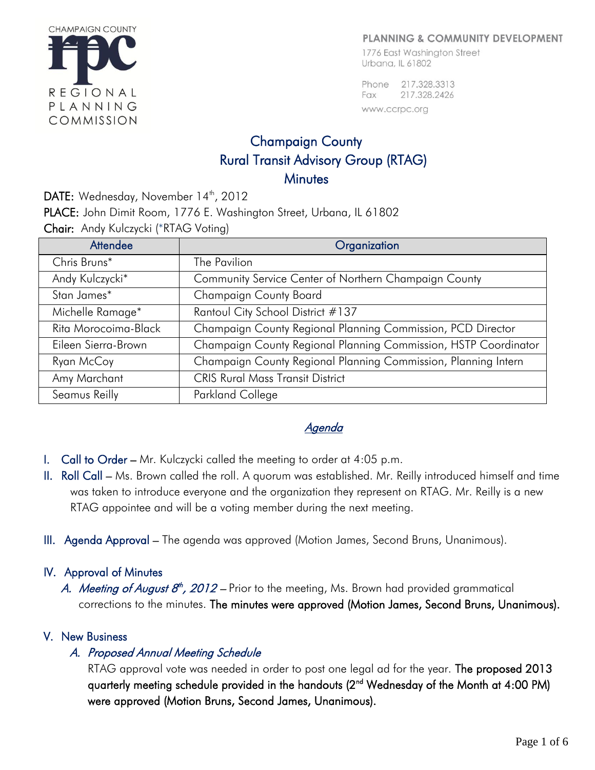CHAMPAIGN COUNTY
rpc
REGIONAL PLANNING COMMISSION

PLANNING & COMMUNITY DEVELOPMENT
1776 East Washington Street
Urbana, IL 61802

Phone 217.328.3313
Fax 217.328.2426
www.ccrpc.org

# Champaign County
# Rural Transit Advisory Group (RTAG)
# Minutes

**DATE:** Wednesday, November 14th, 2012
**PLACE:** John Dimit Room, 1776 E. Washington Street, Urbana, IL 61802
**Chair:** Andy Kulczycki (*RTAG Voting)

| Attendee | Organization |
|---|---|
| Chris Bruns* | The Pavilion |
| Andy Kulczycki* | Community Service Center of Northern Champaign County |
| Stan James* | Champaign County Board |
| Michelle Ramage* | Rantoul City School District #137 |
| Rita Morocoima-Black | Champaign County Regional Planning Commission, PCD Director |
| Eileen Sierra-Brown | Champaign County Regional Planning Commission, HSTP Coordinator |
| Ryan McCoy | Champaign County Regional Planning Commission, Planning Intern |
| Amy Marchant | CRIS Rural Mass Transit District |
| Seamus Reilly | Parkland College |

## *Agenda*

I. **Call to Order** – Mr. Kulczycki called the meeting to order at 4:05 p.m.

II. **Roll Call** – Ms. Brown called the roll. A quorum was established. Mr. Reilly introduced himself and time was taken to introduce everyone and the organization they represent on RTAG. Mr. Reilly is a new RTAG appointee and will be a voting member during the next meeting.

III. **Agenda Approval** – The agenda was approved (Motion James, Second Bruns, Unanimous).

IV. **Approval of Minutes**

*A. Meeting of August 8th, 2012* – Prior to the meeting, Ms. Brown had provided grammatical corrections to the minutes. **The minutes were approved (Motion James, Second Bruns, Unanimous).**

V. **New Business**

*A. Proposed Annual Meeting Schedule*

RTAG approval vote was needed in order to post one legal ad for the year. **The proposed 2013 quarterly meeting schedule provided in the handouts (2nd Wednesday of the Month at 4:00 PM) were approved (Motion Bruns, Second James, Unanimous).**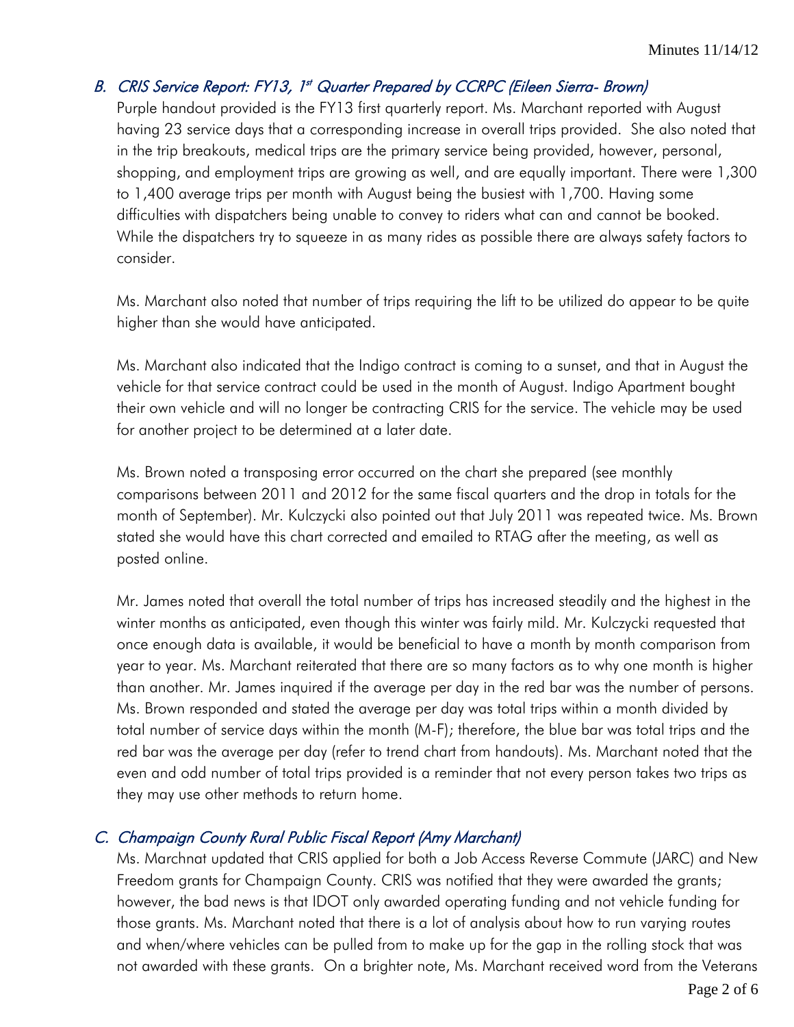### B. *CRIS Service Report: FY13, 1st Quarter Prepared by CCRPC (Eileen Sierra- Brown)*

Purple handout provided is the FY13 first quarterly report. Ms. Marchant reported with August having 23 service days that a corresponding increase in overall trips provided. She also noted that in the trip breakouts, medical trips are the primary service being provided, however, personal, shopping, and employment trips are growing as well, and are equally important. There were 1,300 to 1,400 average trips per month with August being the busiest with 1,700. Having some difficulties with dispatchers being unable to convey to riders what can and cannot be booked. While the dispatchers try to squeeze in as many rides as possible there are always safety factors to consider.

Ms. Marchant also noted that number of trips requiring the lift to be utilized do appear to be quite higher than she would have anticipated.

Ms. Marchant also indicated that the Indigo contract is coming to a sunset, and that in August the vehicle for that service contract could be used in the month of August. Indigo Apartment bought their own vehicle and will no longer be contracting CRIS for the service. The vehicle may be used for another project to be determined at a later date.

Ms. Brown noted a transposing error occurred on the chart she prepared (see monthly comparisons between 2011 and 2012 for the same fiscal quarters and the drop in totals for the month of September). Mr. Kulczycki also pointed out that July 2011 was repeated twice. Ms. Brown stated she would have this chart corrected and emailed to RTAG after the meeting, as well as posted online.

Mr. James noted that overall the total number of trips has increased steadily and the highest in the winter months as anticipated, even though this winter was fairly mild. Mr. Kulczycki requested that once enough data is available, it would be beneficial to have a month by month comparison from year to year. Ms. Marchant reiterated that there are so many factors as to why one month is higher than another. Mr. James inquired if the average per day in the red bar was the number of persons. Ms. Brown responded and stated the average per day was total trips within a month divided by total number of service days within the month (M-F); therefore, the blue bar was total trips and the red bar was the average per day (refer to trend chart from handouts). Ms. Marchant noted that the even and odd number of total trips provided is a reminder that not every person takes two trips as they may use other methods to return home.

### C. *Champaign County Rural Public Fiscal Report (Amy Marchant)*

Ms. Marchnat updated that CRIS applied for both a Job Access Reverse Commute (JARC) and New Freedom grants for Champaign County. CRIS was notified that they were awarded the grants; however, the bad news is that IDOT only awarded operating funding and not vehicle funding for those grants. Ms. Marchant noted that there is a lot of analysis about how to run varying routes and when/where vehicles can be pulled from to make up for the gap in the rolling stock that was not awarded with these grants. On a brighter note, Ms. Marchant received word from the Veterans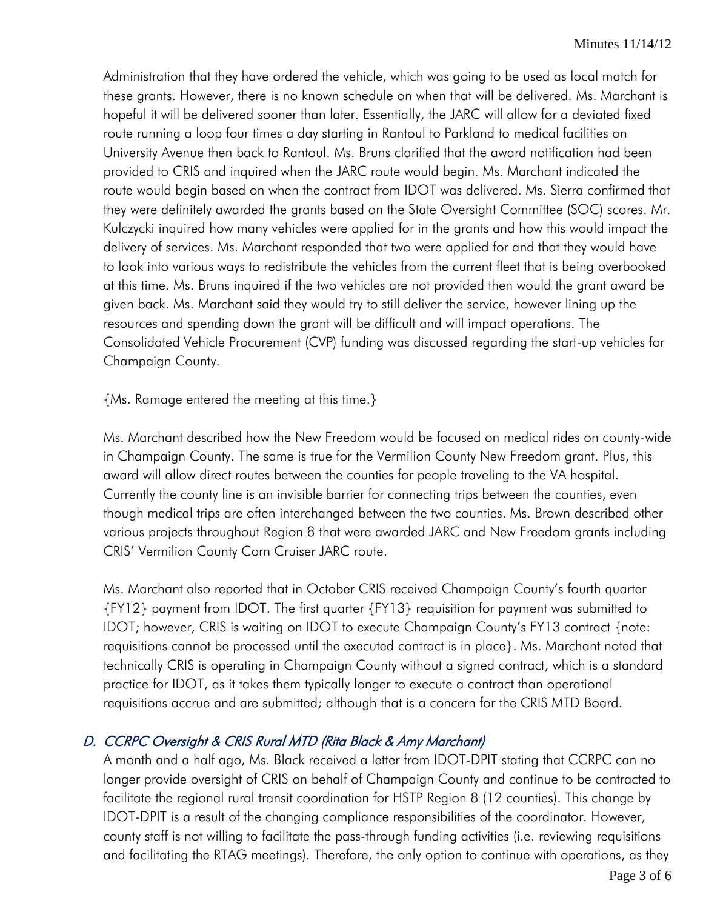Administration that they have ordered the vehicle, which was going to be used as local match for these grants. However, there is no known schedule on when that will be delivered. Ms. Marchant is hopeful it will be delivered sooner than later. Essentially, the JARC will allow for a deviated fixed route running a loop four times a day starting in Rantoul to Parkland to medical facilities on University Avenue then back to Rantoul. Ms. Bruns clarified that the award notification had been provided to CRIS and inquired when the JARC route would begin. Ms. Marchant indicated the route would begin based on when the contract from IDOT was delivered. Ms. Sierra confirmed that they were definitely awarded the grants based on the State Oversight Committee (SOC) scores. Mr. Kulczycki inquired how many vehicles were applied for in the grants and how this would impact the delivery of services. Ms. Marchant responded that two were applied for and that they would have to look into various ways to redistribute the vehicles from the current fleet that is being overbooked at this time. Ms. Bruns inquired if the two vehicles are not provided then would the grant award be given back. Ms. Marchant said they would try to still deliver the service, however lining up the resources and spending down the grant will be difficult and will impact operations. The Consolidated Vehicle Procurement (CVP) funding was discussed regarding the start-up vehicles for Champaign County.

{Ms. Ramage entered the meeting at this time.}

Ms. Marchant described how the New Freedom would be focused on medical rides on county-wide in Champaign County. The same is true for the Vermilion County New Freedom grant. Plus, this award will allow direct routes between the counties for people traveling to the VA hospital. Currently the county line is an invisible barrier for connecting trips between the counties, even though medical trips are often interchanged between the two counties. Ms. Brown described other various projects throughout Region 8 that were awarded JARC and New Freedom grants including CRIS' Vermilion County Corn Cruiser JARC route.

Ms. Marchant also reported that in October CRIS received Champaign County's fourth quarter {FY12} payment from IDOT. The first quarter {FY13} requisition for payment was submitted to IDOT; however, CRIS is waiting on IDOT to execute Champaign County's FY13 contract {note: requisitions cannot be processed until the executed contract is in place}. Ms. Marchant noted that technically CRIS is operating in Champaign County without a signed contract, which is a standard practice for IDOT, as it takes them typically longer to execute a contract than operational requisitions accrue and are submitted; although that is a concern for the CRIS MTD Board.

### *D. CCRPC Oversight & CRIS Rural MTD (Rita Black & Amy Marchant)*

A month and a half ago, Ms. Black received a letter from IDOT-DPIT stating that CCRPC can no longer provide oversight of CRIS on behalf of Champaign County and continue to be contracted to facilitate the regional rural transit coordination for HSTP Region 8 (12 counties). This change by IDOT-DPIT is a result of the changing compliance responsibilities of the coordinator. However, county staff is not willing to facilitate the pass-through funding activities (i.e. reviewing requisitions and facilitating the RTAG meetings). Therefore, the only option to continue with operations, as they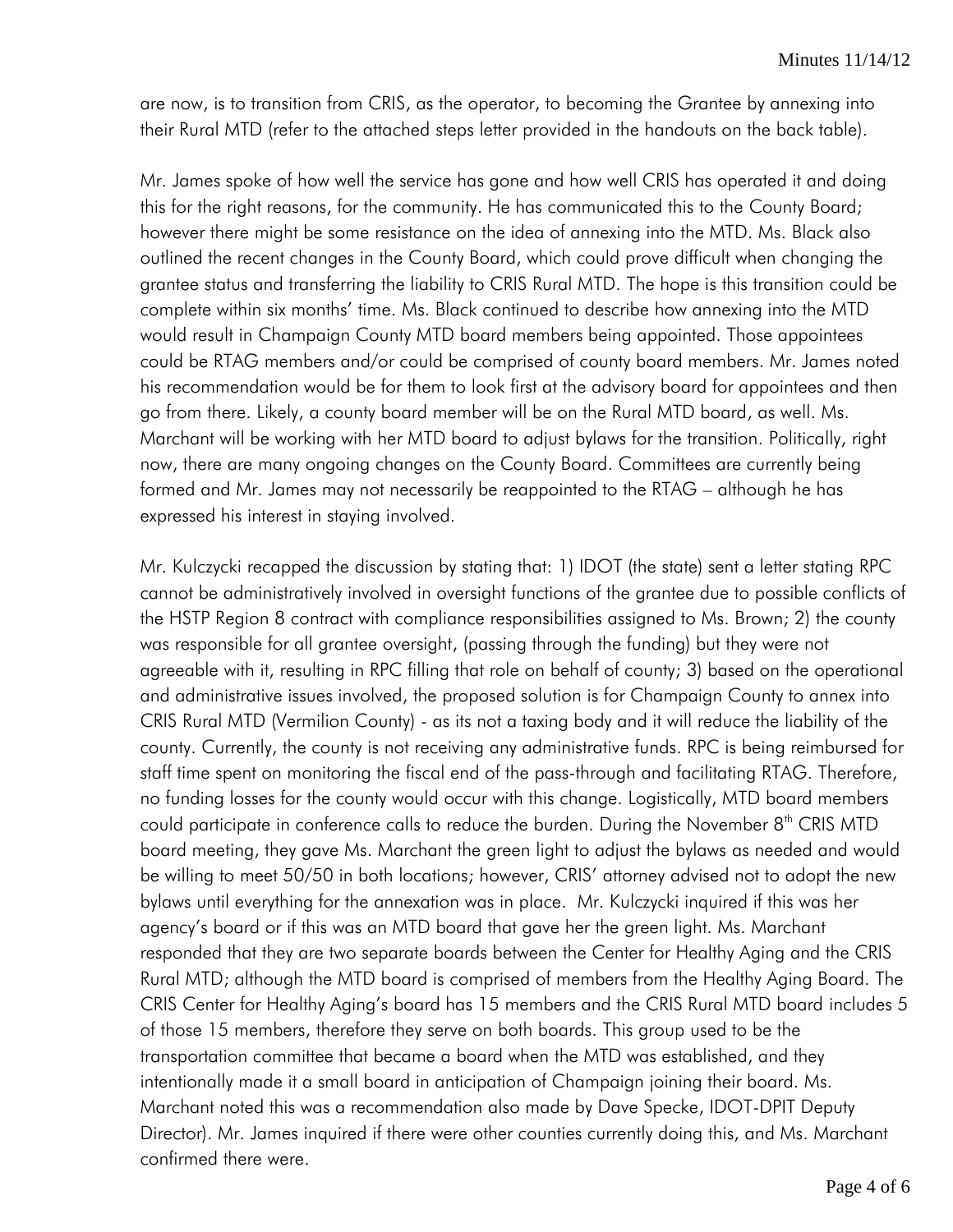are now, is to transition from CRIS, as the operator, to becoming the Grantee by annexing into their Rural MTD (refer to the attached steps letter provided in the handouts on the back table).

Mr. James spoke of how well the service has gone and how well CRIS has operated it and doing this for the right reasons, for the community. He has communicated this to the County Board; however there might be some resistance on the idea of annexing into the MTD. Ms. Black also outlined the recent changes in the County Board, which could prove difficult when changing the grantee status and transferring the liability to CRIS Rural MTD. The hope is this transition could be complete within six months' time. Ms. Black continued to describe how annexing into the MTD would result in Champaign County MTD board members being appointed. Those appointees could be RTAG members and/or could be comprised of county board members. Mr. James noted his recommendation would be for them to look first at the advisory board for appointees and then go from there. Likely, a county board member will be on the Rural MTD board, as well. Ms. Marchant will be working with her MTD board to adjust bylaws for the transition. Politically, right now, there are many ongoing changes on the County Board. Committees are currently being formed and Mr. James may not necessarily be reappointed to the RTAG – although he has expressed his interest in staying involved.

Mr. Kulczycki recapped the discussion by stating that: 1) IDOT (the state) sent a letter stating RPC cannot be administratively involved in oversight functions of the grantee due to possible conflicts of the HSTP Region 8 contract with compliance responsibilities assigned to Ms. Brown; 2) the county was responsible for all grantee oversight, (passing through the funding) but they were not agreeable with it, resulting in RPC filling that role on behalf of county; 3) based on the operational and administrative issues involved, the proposed solution is for Champaign County to annex into CRIS Rural MTD (Vermilion County) - as its not a taxing body and it will reduce the liability of the county. Currently, the county is not receiving any administrative funds. RPC is being reimbursed for staff time spent on monitoring the fiscal end of the pass-through and facilitating RTAG. Therefore, no funding losses for the county would occur with this change. Logistically, MTD board members could participate in conference calls to reduce the burden. During the November 8th CRIS MTD board meeting, they gave Ms. Marchant the green light to adjust the bylaws as needed and would be willing to meet 50/50 in both locations; however, CRIS' attorney advised not to adopt the new bylaws until everything for the annexation was in place. Mr. Kulczycki inquired if this was her agency's board or if this was an MTD board that gave her the green light. Ms. Marchant responded that they are two separate boards between the Center for Healthy Aging and the CRIS Rural MTD; although the MTD board is comprised of members from the Healthy Aging Board. The CRIS Center for Healthy Aging's board has 15 members and the CRIS Rural MTD board includes 5 of those 15 members, therefore they serve on both boards. This group used to be the transportation committee that became a board when the MTD was established, and they intentionally made it a small board in anticipation of Champaign joining their board. Ms. Marchant noted this was a recommendation also made by Dave Specke, IDOT-DPIT Deputy Director). Mr. James inquired if there were other counties currently doing this, and Ms. Marchant confirmed there were.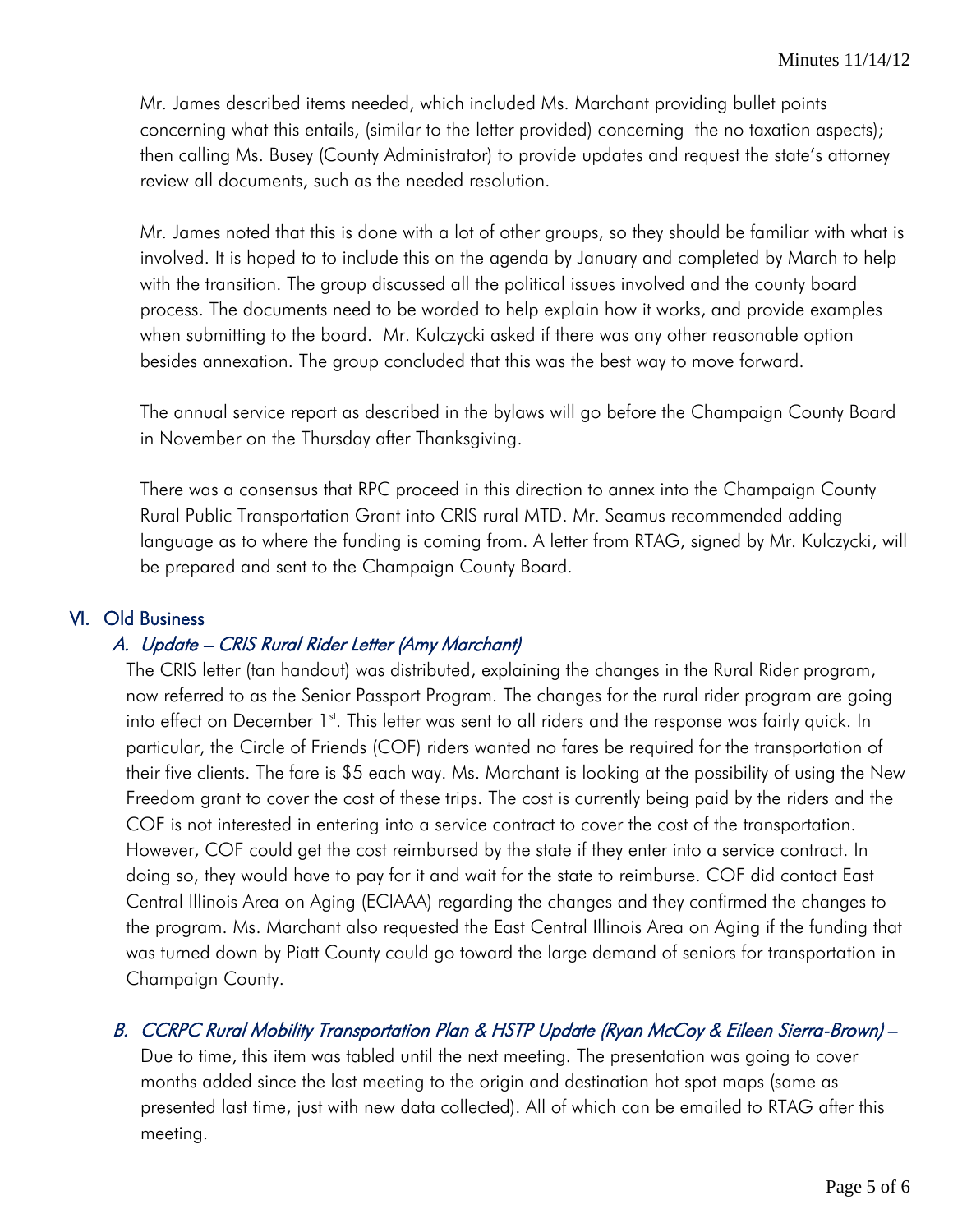Mr. James described items needed, which included Ms. Marchant providing bullet points concerning what this entails, (similar to the letter provided) concerning the no taxation aspects); then calling Ms. Busey (County Administrator) to provide updates and request the state's attorney review all documents, such as the needed resolution.

Mr. James noted that this is done with a lot of other groups, so they should be familiar with what is involved. It is hoped to to include this on the agenda by January and completed by March to help with the transition. The group discussed all the political issues involved and the county board process. The documents need to be worded to help explain how it works, and provide examples when submitting to the board. Mr. Kulczycki asked if there was any other reasonable option besides annexation. The group concluded that this was the best way to move forward.

The annual service report as described in the bylaws will go before the Champaign County Board in November on the Thursday after Thanksgiving.

There was a consensus that RPC proceed in this direction to annex into the Champaign County Rural Public Transportation Grant into CRIS rural MTD. Mr. Seamus recommended adding language as to where the funding is coming from. A letter from RTAG, signed by Mr. Kulczycki, will be prepared and sent to the Champaign County Board.

## VI. Old Business

### *A. Update – CRIS Rural Rider Letter (Amy Marchant)*

The CRIS letter (tan handout) was distributed, explaining the changes in the Rural Rider program, now referred to as the Senior Passport Program. The changes for the rural rider program are going into effect on December 1st. This letter was sent to all riders and the response was fairly quick. In particular, the Circle of Friends (COF) riders wanted no fares be required for the transportation of their five clients. The fare is $5 each way. Ms. Marchant is looking at the possibility of using the New Freedom grant to cover the cost of these trips. The cost is currently being paid by the riders and the COF is not interested in entering into a service contract to cover the cost of the transportation. However, COF could get the cost reimbursed by the state if they enter into a service contract. In doing so, they would have to pay for it and wait for the state to reimburse. COF did contact East Central Illinois Area on Aging (ECIAAA) regarding the changes and they confirmed the changes to the program. Ms. Marchant also requested the East Central Illinois Area on Aging if the funding that was turned down by Piatt County could go toward the large demand of seniors for transportation in Champaign County.

### *B. CCRPC Rural Mobility Transportation Plan & HSTP Update (Ryan McCoy & Eileen Sierra-Brown) –*

Due to time, this item was tabled until the next meeting. The presentation was going to cover months added since the last meeting to the origin and destination hot spot maps (same as presented last time, just with new data collected). All of which can be emailed to RTAG after this meeting.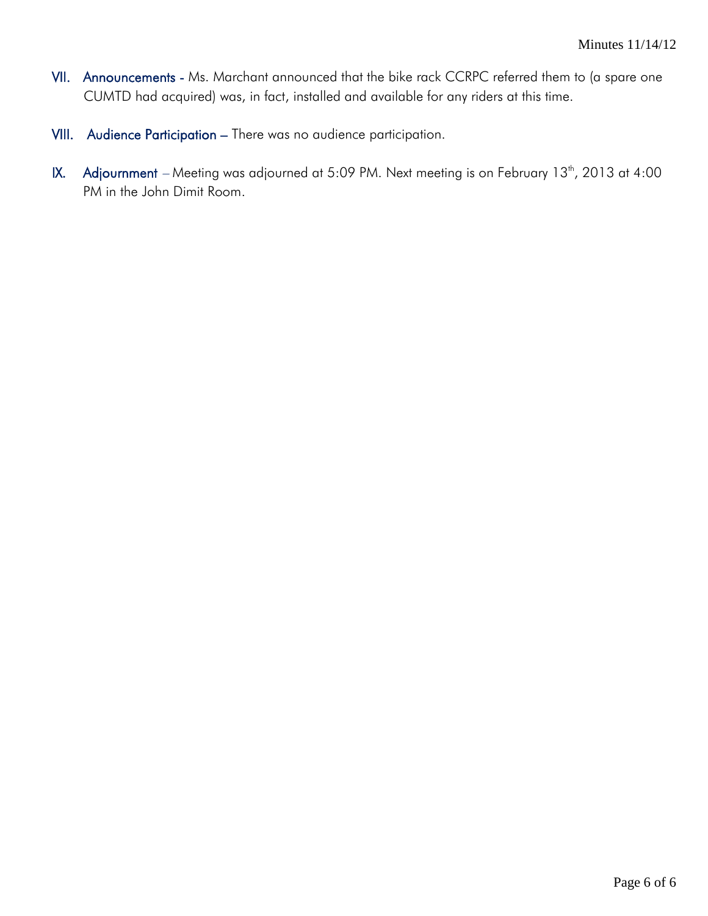**VII. Announcements -** Ms. Marchant announced that the bike rack CCRPC referred them to (a spare one CUMTD had acquired) was, in fact, installed and available for any riders at this time.

**VIII. Audience Participation –** There was no audience participation.

**IX. Adjournment –** Meeting was adjourned at 5:09 PM. Next meeting is on February 13th, 2013 at 4:00 PM in the John Dimit Room.